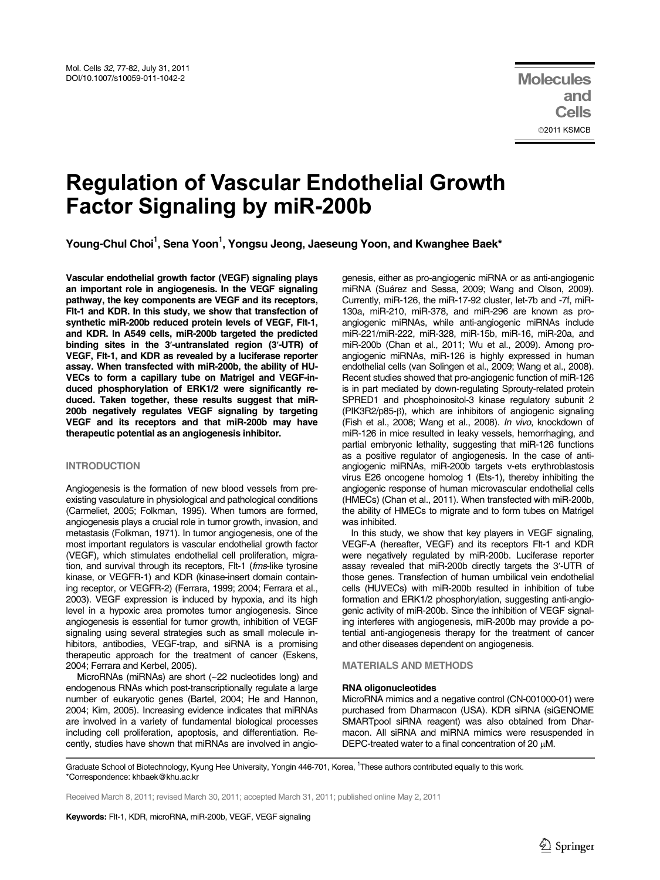# Regulation of Vascular Endothelial Growth Factor Signaling by miR-200b

**Young-Chul Choi[1], Sena Yoon[1], Yongsu Jeong, Jaeseung Yoon, and Kwanghee Baek***

**Vascular endothelial growth factor (VEGF) signaling plays an important role in angiogenesis. In the VEGF signaling pathway, the key components are VEGF and its receptors, Flt-1 and KDR. In this study, we show that transfection of synthetic miR-200b reduced protein levels of VEGF, Flt-1, and KDR. In A549 cells, miR-200b targeted the predicted binding sites in the 3′-untranslated region (3′-UTR) of VEGF, Flt-1, and KDR as revealed by a luciferase reporter assay. When transfected with miR-200b, the ability of HUVECs to form a capillary tube on Matrigel and VEGF-induced phosphorylation of ERK1/2 were significantly reduced. Taken together, these results suggest that miR-200b negatively regulates VEGF signaling by targeting VEGF and its receptors and that miR-200b may have therapeutic potential as an angiogenesis inhibitor.**

## INTRODUCTION

Angiogenesis is the formation of new blood vessels from pre-existing vasculature in physiological and pathological conditions (Carmeliet, 2005; Folkman, 1995). When tumors are formed, angiogenesis plays a crucial role in tumor growth, invasion, and metastasis (Folkman, 1971). In tumor angiogenesis, one of the most important regulators is vascular endothelial growth factor (VEGF), which stimulates endothelial cell proliferation, migration, and survival through its receptors, Flt-1 (*fms*-like tyrosine kinase, or VEGFR-1) and KDR (kinase-insert domain containing receptor, or VEGFR-2) (Ferrara, 1999; 2004; Ferrara et al., 2003). VEGF expression is induced by hypoxia, and its high level in a hypoxic area promotes tumor angiogenesis. Since angiogenesis is essential for tumor growth, inhibition of VEGF signaling using several strategies such as small molecule inhibitors, antibodies, VEGF-trap, and siRNA is a promising therapeutic approach for the treatment of cancer (Eskens, 2004; Ferrara and Kerbel, 2005).

MicroRNAs (miRNAs) are short (~22 nucleotides long) and endogenous RNAs which post-transcriptionally regulate a large number of eukaryotic genes (Bartel, 2004; He and Hannon, 2004; Kim, 2005). Increasing evidence indicates that miRNAs are involved in a variety of fundamental biological processes including cell proliferation, apoptosis, and differentiation. Recently, studies have shown that miRNAs are involved in angiogenesis, either as pro-angiogenic miRNA or as anti-angiogenic miRNA (Suárez and Sessa, 2009; Wang and Olson, 2009). Currently, miR-126, the miR-17-92 cluster, let-7b and -7f, miR-130a, miR-210, miR-378, and miR-296 are known as pro-angiogenic miRNAs, while anti-angiogenic miRNAs include miR-221/miR-222, miR-328, miR-15b, miR-16, miR-20a, and miR-200b (Chan et al., 2011; Wu et al., 2009). Among pro-angiogenic miRNAs, miR-126 is highly expressed in human endothelial cells (van Solingen et al., 2009; Wang et al., 2008). Recent studies showed that pro-angiogenic function of miR-126 is in part mediated by down-regulating Sprouty-related protein SPRED1 and phosphoinositol-3 kinase regulatory subunit 2 (PIK3R2/p85-β), which are inhibitors of angiogenic signaling (Fish et al., 2008; Wang et al., 2008). *In vivo*, knockdown of miR-126 in mice resulted in leaky vessels, hemorrhaging, and partial embryonic lethality, suggesting that miR-126 functions as a positive regulator of angiogenesis. In the case of anti-angiogenic miRNAs, miR-200b targets v-ets erythroblastosis virus E26 oncogene homolog 1 (Ets-1), thereby inhibiting the angiogenic response of human microvascular endothelial cells (HMECs) (Chan et al., 2011). When transfected with miR-200b, the ability of HMECs to migrate and to form tubes on Matrigel was inhibited.

In this study, we show that key players in VEGF signaling, VEGF-A (hereafter, VEGF) and its receptors Flt-1 and KDR were negatively regulated by miR-200b. Luciferase reporter assay revealed that miR-200b directly targets the 3′-UTR of those genes. Transfection of human umbilical vein endothelial cells (HUVECs) with miR-200b resulted in inhibition of tube formation and ERK1/2 phosphorylation, suggesting anti-angiogenic activity of miR-200b. Since the inhibition of VEGF signaling interferes with angiogenesis, miR-200b may provide a potential anti-angiogenesis therapy for the treatment of cancer and other diseases dependent on angiogenesis.

## MATERIALS AND METHODS

### RNA oligonucleotides

MicroRNA mimics and a negative control (CN-001000-01) were purchased from Dharmacon (USA). KDR siRNA (siGENOME SMARTpool siRNA reagent) was also obtained from Dharmacon. All siRNA and miRNA mimics were resuspended in DEPC-treated water to a final concentration of 20 μM.

Graduate School of Biotechnology, Kyung Hee University, Yongin 446-701, Korea, [1]These authors contributed equally to this work.
*Correspondence: khbaek@khu.ac.kr

Received March 8, 2011; revised March 30, 2011; accepted March 31, 2011; published online May 2, 2011

**Keywords:** Flt-1, KDR, microRNA, miR-200b, VEGF, VEGF signaling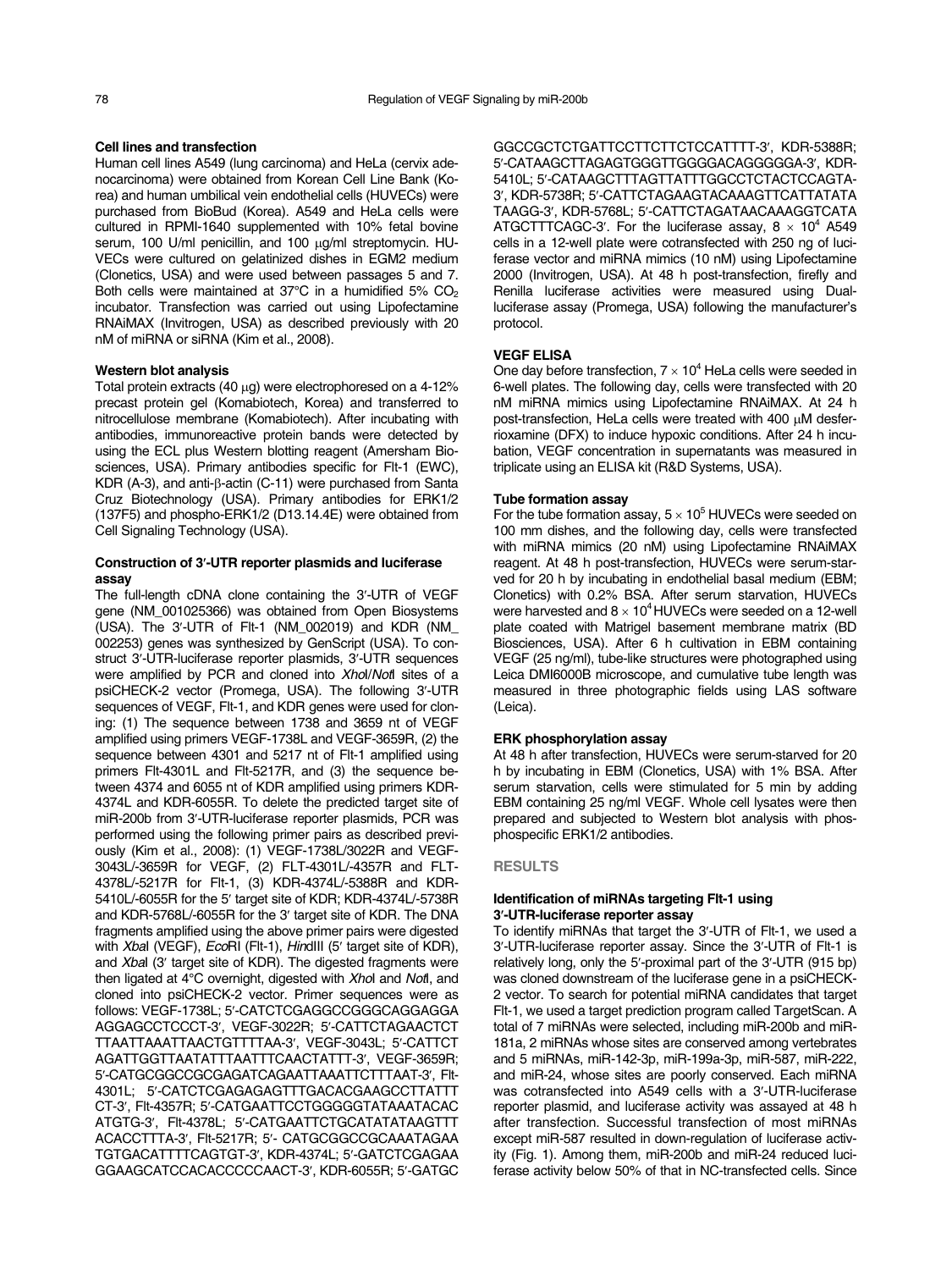### Cell lines and transfection

Human cell lines A549 (lung carcinoma) and HeLa (cervix adenocarcinoma) were obtained from Korean Cell Line Bank (Korea) and human umbilical vein endothelial cells (HUVECs) were purchased from BioBud (Korea). A549 and HeLa cells were cultured in RPMI-1640 supplemented with 10% fetal bovine serum, 100 U/ml penicillin, and 100 μg/ml streptomycin. HUVECs were cultured on gelatinized dishes in EGM2 medium (Clonetics, USA) and were used between passages 5 and 7. Both cells were maintained at 37°C in a humidified 5% $CO_2$ incubator. Transfection was carried out using Lipofectamine RNAiMAX (Invitrogen, USA) as described previously with 20 nM of miRNA or siRNA (Kim et al., 2008).

### Western blot analysis

Total protein extracts (40 μg) were electrophoresed on a 4-12% precast protein gel (Komabiotech, Korea) and transferred to nitrocellulose membrane (Komabiotech). After incubating with antibodies, immunoreactive protein bands were detected by using the ECL plus Western blotting reagent (Amersham Biosciences, USA). Primary antibodies specific for Flt-1 (EWC), KDR (A-3), and anti-β-actin (C-11) were purchased from Santa Cruz Biotechnology (USA). Primary antibodies for ERK1/2 (137F5) and phospho-ERK1/2 (D13.14.4E) were obtained from Cell Signaling Technology (USA).

### Construction of 3′-UTR reporter plasmids and luciferase assay

The full-length cDNA clone containing the 3′-UTR of VEGF gene (NM_001025366) was obtained from Open Biosystems (USA). The 3′-UTR of Flt-1 (NM_002019) and KDR (NM_002253) genes was synthesized by GenScript (USA). To construct 3′-UTR-luciferase reporter plasmids, 3′-UTR sequences were amplified by PCR and cloned into *Xho*I/*Not*I sites of a psiCHECK-2 vector (Promega, USA). The following 3′-UTR sequences of VEGF, Flt-1, and KDR genes were used for cloning: (1) The sequence between 1738 and 3659 nt of VEGF amplified using primers VEGF-1738L and VEGF-3659R, (2) the sequence between 4301 and 5217 nt of Flt-1 amplified using primers Flt-4301L and Flt-5217R, and (3) the sequence between 4374 and 6055 nt of KDR amplified using primers KDR-4374L and KDR-6055R. To delete the predicted target site of miR-200b from 3′-UTR-luciferase reporter plasmids, PCR was performed using the following primer pairs as described previously (Kim et al., 2008): (1) VEGF-1738L/3022R and VEGF-3043L/-3659R for VEGF, (2) FLT-4301L/-4357R and FLT-4378L/-5217R for Flt-1, (3) KDR-4374L/-5388R and KDR-5410L/-6055R for the 5′ target site of KDR; KDR-4374L/-5738R and KDR-5768L/-6055R for the 3′ target site of KDR. The DNA fragments amplified using the above primer pairs were digested with *Xba*I (VEGF), *Eco*RI (Flt-1), *Hin*dIII (5′ target site of KDR), and *Xba*I (3′ target site of KDR). The digested fragments were then ligated at 4°C overnight, digested with *Xho*I and *Not*I, and cloned into psiCHECK-2 vector. Primer sequences were as follows: VEGF-1738L; 5′-CATCTCGAGGCCGGGCAGGAGGAAGGAGCCTCCCT-3′, VEGF-3022R; 5′-CATTCTAGAACTCTTTAATTAAATTAACTGTTTTAA-3′, VEGF-3043L; 5′-CATTCTAGATTGGTTAATATTTAATTTCAACTATTT-3′, VEGF-3659R; 5′-CATGCGGCCGCGAGATCAGAATTAAATTCTTTAAT-3′, Flt-4301L; 5′-CATCTCGAGAGAGTTTGACACGAAGCCTTATTTCT-3′, Flt-4357R; 5′-CATGAATTCCTGGGGGTATAAATACACATGTG-3′, Flt-4378L; 5′-CATGAATTCTGCATATATAAGTTTACACCTTTA-3′, Flt-5217R; 5′- CATGCGGCCGCAAATAGAATGTGACATTTTCAGTGT-3′, KDR-4374L; 5′-GATCTCGAGAAGGAAGCATCCACACCCCCAACT-3′, KDR-6055R; 5′-GATGCGGCCGCTCTGATTCCTTCTTCTCCATTTT-3′, KDR-5388R; 5′-CATAAGCTTAGAGTGGGTTGGGGACAGGGGGA-3′, KDR-5410L; 5′-CATAAGCTTTAGTTATTTGGCCTCTACTCCAGTA-3′, KDR-5738R; 5′-CATTCTAGAAGTACAAAGTTCATTATATATAAGG-3′, KDR-5768L; 5′-CATTCTAGATAACAAAGGTCATAATGCTTTCAGC-3′. For the luciferase assay, $8 \times 10^4$ A549 cells in a 12-well plate were cotransfected with 250 ng of luciferase vector and miRNA mimics (10 nM) using Lipofectamine 2000 (Invitrogen, USA). At 48 h post-transfection, firefly and Renilla luciferase activities were measured using Dual-luciferase assay (Promega, USA) following the manufacturer's protocol.

### VEGF ELISA

One day before transfection, $7 \times 10^4$ HeLa cells were seeded in 6-well plates. The following day, cells were transfected with 20 nM miRNA mimics using Lipofectamine RNAiMAX. At 24 h post-transfection, HeLa cells were treated with 400 μM desferrioxamine (DFX) to induce hypoxic conditions. After 24 h incubation, VEGF concentration in supernatants was measured in triplicate using an ELISA kit (R&D Systems, USA).

### Tube formation assay

For the tube formation assay, $5 \times 10^5$ HUVECs were seeded on 100 mm dishes, and the following day, cells were transfected with miRNA mimics (20 nM) using Lipofectamine RNAiMAX reagent. At 48 h post-transfection, HUVECs were serum-starved for 20 h by incubating in endothelial basal medium (EBM; Clonetics) with 0.2% BSA. After serum starvation, HUVECs were harvested and $8 \times 10^4$ HUVECs were seeded on a 12-well plate coated with Matrigel basement membrane matrix (BD Biosciences, USA). After 6 h cultivation in EBM containing VEGF (25 ng/ml), tube-like structures were photographed using Leica DMI6000B microscope, and cumulative tube length was measured in three photographic fields using LAS software (Leica).

### ERK phosphorylation assay

At 48 h after transfection, HUVECs were serum-starved for 20 h by incubating in EBM (Clonetics, USA) with 1% BSA. After serum starvation, cells were stimulated for 5 min by adding EBM containing 25 ng/ml VEGF. Whole cell lysates were then prepared and subjected to Western blot analysis with phosphospecific ERK1/2 antibodies.

## RESULTS

### Identification of miRNAs targeting Flt-1 using 3′-UTR-luciferase reporter assay

To identify miRNAs that target the 3′-UTR of Flt-1, we used a 3′-UTR-luciferase reporter assay. Since the 3′-UTR of Flt-1 is relatively long, only the 5′-proximal part of the 3′-UTR (915 bp) was cloned downstream of the luciferase gene in a psiCHECK-2 vector. To search for potential miRNA candidates that target Flt-1, we used a target prediction program called TargetScan. A total of 7 miRNAs were selected, including miR-200b and miR-181a, 2 miRNAs whose sites are conserved among vertebrates and 5 miRNAs, miR-142-3p, miR-199a-3p, miR-587, miR-222, and miR-24, whose sites are poorly conserved. Each miRNA was cotransfected into A549 cells with a 3′-UTR-luciferase reporter plasmid, and luciferase activity was assayed at 48 h after transfection. Successful transfection of most miRNAs except miR-587 resulted in down-regulation of luciferase activity (Fig. 1). Among them, miR-200b and miR-24 reduced luciferase activity below 50% of that in NC-transfected cells. Since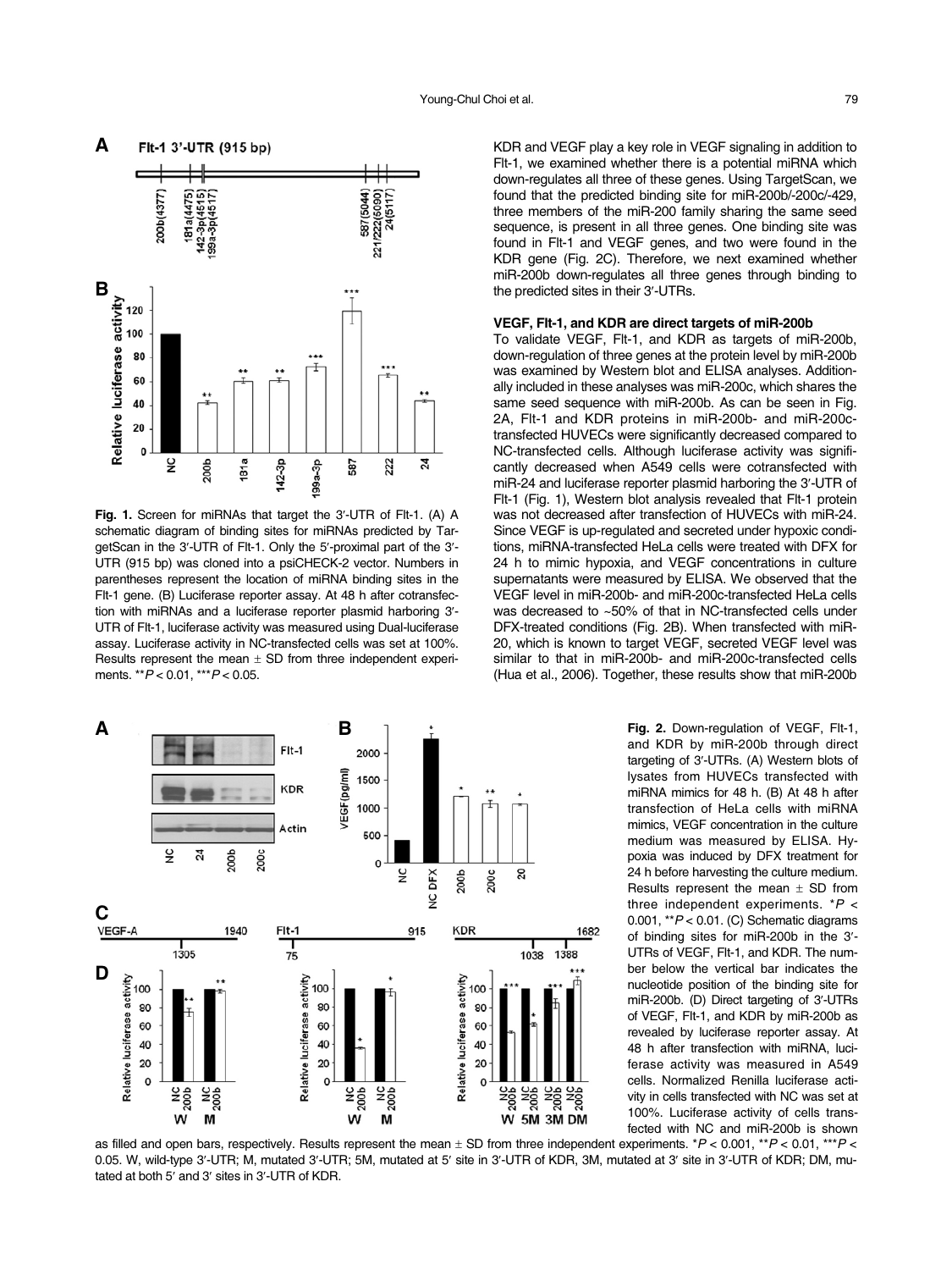**Fig. 1.** Screen for miRNAs that target the 3′-UTR of Flt-1. (A) A schematic diagram of binding sites for miRNAs predicted by TargetScan in the 3′-UTR of Flt-1. Only the 5′-proximal part of the 3′-UTR (915 bp) was cloned into a psiCHECK-2 vector. Numbers in parentheses represent the location of miRNA binding sites in the Flt-1 gene. (B) Luciferase reporter assay. At 48 h after cotransfection with miRNAs and a luciferase reporter plasmid harboring 3′-UTR of Flt-1, luciferase activity was measured using Dual-luciferase assay. Luciferase activity in NC-transfected cells was set at 100%. Results represent the mean ± SD from three independent experiments. **$P < 0.01$, ***$P < 0.05$.

KDR and VEGF play a key role in VEGF signaling in addition to Flt-1, we examined whether there is a potential miRNA which down-regulates all three of these genes. Using TargetScan, we found that the predicted binding site for miR-200b/-200c/-429, three members of the miR-200 family sharing the same seed sequence, is present in all three genes. One binding site was found in Flt-1 and VEGF genes, and two were found in the KDR gene (Fig. 2C). Therefore, we next examined whether miR-200b down-regulates all three genes through binding to the predicted sites in their 3′-UTRs.

### VEGF, Flt-1, and KDR are direct targets of miR-200b

To validate VEGF, Flt-1, and KDR as targets of miR-200b, down-regulation of three genes at the protein level by miR-200b was examined by Western blot and ELISA analyses. Additionally included in these analyses was miR-200c, which shares the same seed sequence with miR-200b. As can be seen in Fig. 2A, Flt-1 and KDR proteins in miR-200b- and miR-200c-transfected HUVECs were significantly decreased compared to NC-transfected cells. Although luciferase activity was significantly decreased when A549 cells were cotransfected with miR-24 and luciferase reporter plasmid harboring the 3′-UTR of Flt-1 (Fig. 1), Western blot analysis revealed that Flt-1 protein was not decreased after transfection of HUVECs with miR-24. Since VEGF is up-regulated and secreted under hypoxic conditions, miRNA-transfected HeLa cells were treated with DFX for 24 h to mimic hypoxia, and VEGF concentrations in culture supernatants were measured by ELISA. We observed that the VEGF level in miR-200b- and miR-200c-transfected HeLa cells was decreased to ~50% of that in NC-transfected cells under DFX-treated conditions (Fig. 2B). When transfected with miR-20, which is known to target VEGF, secreted VEGF level was similar to that in miR-200b- and miR-200c-transfected cells (Hua et al., 2006). Together, these results show that miR-200b

**Fig. 2.** Down-regulation of VEGF, Flt-1, and KDR by miR-200b through direct targeting of 3′-UTRs. (A) Western blots of lysates from HUVECs transfected with miRNA mimics for 48 h. (B) At 48 h after transfection of HeLa cells with miRNA mimics, VEGF concentration in the culture medium was measured by ELISA. Hypoxia was induced by DFX treatment for 24 h before harvesting the culture medium. Results represent the mean ± SD from three independent experiments. *$P < 0.001$, **$P < 0.01$. (C) Schematic diagrams of binding sites for miR-200b in the 3′-UTRs of VEGF, Flt-1, and KDR. The number below the vertical bar indicates the nucleotide position of the binding site for miR-200b. (D) Direct targeting of 3′-UTRs of VEGF, Flt-1, and KDR by miR-200b as revealed by luciferase reporter assay. At 48 h after transfection with miRNA, luciferase activity was measured in A549 cells. Normalized Renilla luciferase activity in cells transfected with NC was set at 100%. Luciferase activity of cells transfected with NC and miR-200b is shown as filled and open bars, respectively. Results represent the mean ± SD from three independent experiments. *$P < 0.001$, **$P < 0.01$, ***$P < 0.05$. W, wild-type 3′-UTR; M, mutated 3′-UTR; 5M, mutated at 5′ site in 3′-UTR of KDR, 3M, mutated at 3′ site in 3′-UTR of KDR; DM, mutated at both 5′ and 3′ sites in 3′-UTR of KDR.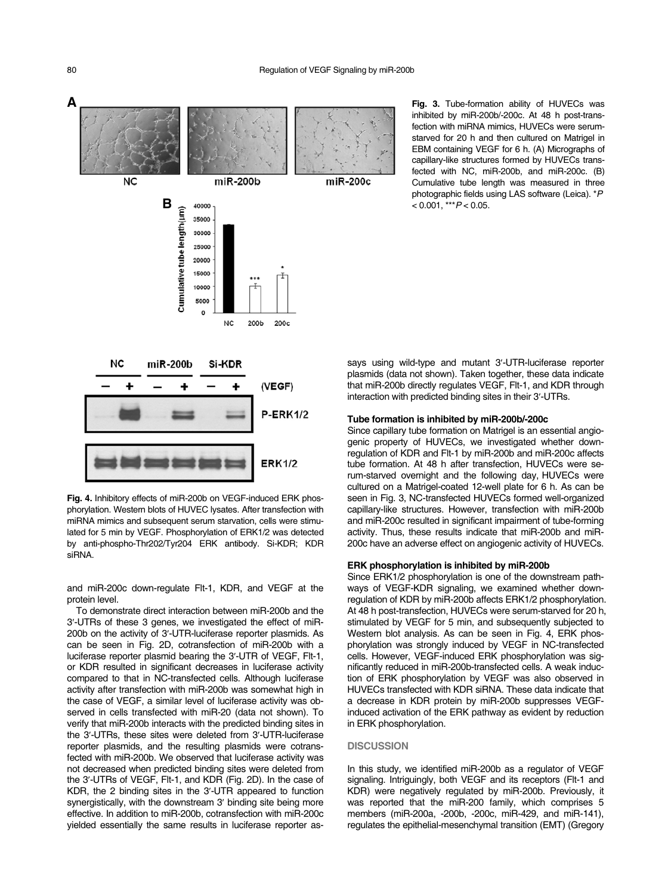**Fig. 3.** Tube-formation ability of HUVECs was inhibited by miR-200b/-200c. At 48 h post-transfection with miRNA mimics, HUVECs were serum-starved for 20 h and then cultured on Matrigel in EBM containing VEGF for 6 h. (A) Micrographs of capillary-like structures formed by HUVECs transfected with NC, miR-200b, and miR-200c. (B) Cumulative tube length was measured in three photographic fields using LAS software (Leica). *$P < 0.001$, ***$P < 0.05$.

**Fig. 4.** Inhibitory effects of miR-200b on VEGF-induced ERK phosphorylation. Western blots of HUVEC lysates. After transfection with miRNA mimics and subsequent serum starvation, cells were stimulated for 5 min by VEGF. Phosphorylation of ERK1/2 was detected by anti-phospho-Thr202/Tyr204 ERK antibody. Si-KDR; KDR siRNA.

and miR-200c down-regulate Flt-1, KDR, and VEGF at the protein level.

To demonstrate direct interaction between miR-200b and the 3′-UTRs of these 3 genes, we investigated the effect of miR-200b on the activity of 3′-UTR-luciferase reporter plasmids. As can be seen in Fig. 2D, cotransfection of miR-200b with a luciferase reporter plasmid bearing the 3′-UTR of VEGF, Flt-1, or KDR resulted in significant decreases in luciferase activity compared to that in NC-transfected cells. Although luciferase activity after transfection with miR-200b was somewhat high in the case of VEGF, a similar level of luciferase activity was observed in cells transfected with miR-20 (data not shown). To verify that miR-200b interacts with the predicted binding sites in the 3′-UTRs, these sites were deleted from 3′-UTR-luciferase reporter plasmids, and the resulting plasmids were cotransfected with miR-200b. We observed that luciferase activity was not decreased when predicted binding sites were deleted from the 3′-UTRs of VEGF, Flt-1, and KDR (Fig. 2D). In the case of KDR, the 2 binding sites in the 3′-UTR appeared to function synergistically, with the downstream 3′ binding site being more effective. In addition to miR-200b, cotransfection with miR-200c yielded essentially the same results in luciferase reporter assays using wild-type and mutant 3′-UTR-luciferase reporter plasmids (data not shown). Taken together, these data indicate that miR-200b directly regulates VEGF, Flt-1, and KDR through interaction with predicted binding sites in their 3′-UTRs.

### Tube formation is inhibited by miR-200b/-200c

Since capillary tube formation on Matrigel is an essential angiogenic property of HUVECs, we investigated whether down-regulation of KDR and Flt-1 by miR-200b and miR-200c affects tube formation. At 48 h after transfection, HUVECs were serum-starved overnight and the following day, HUVECs were cultured on a Matrigel-coated 12-well plate for 6 h. As can be seen in Fig. 3, NC-transfected HUVECs formed well-organized capillary-like structures. However, transfection with miR-200b and miR-200c resulted in significant impairment of tube-forming activity. Thus, these results indicate that miR-200b and miR-200c have an adverse effect on angiogenic activity of HUVECs.

### ERK phosphorylation is inhibited by miR-200b

Since ERK1/2 phosphorylation is one of the downstream pathways of VEGF-KDR signaling, we examined whether down-regulation of KDR by miR-200b affects ERK1/2 phosphorylation. At 48 h post-transfection, HUVECs were serum-starved for 20 h, stimulated by VEGF for 5 min, and subsequently subjected to Western blot analysis. As can be seen in Fig. 4, ERK phosphorylation was strongly induced by VEGF in NC-transfected cells. However, VEGF-induced ERK phosphorylation was significantly reduced in miR-200b-transfected cells. A weak induction of ERK phosphorylation by VEGF was also observed in HUVECs transfected with KDR siRNA. These data indicate that a decrease in KDR protein by miR-200b suppresses VEGF-induced activation of the ERK pathway as evident by reduction in ERK phosphorylation.

## DISCUSSION

In this study, we identified miR-200b as a regulator of VEGF signaling. Intriguingly, both VEGF and its receptors (Flt-1 and KDR) were negatively regulated by miR-200b. Previously, it was reported that the miR-200 family, which comprises 5 members (miR-200a, -200b, -200c, miR-429, and miR-141), regulates the epithelial-mesenchymal transition (EMT) (Gregory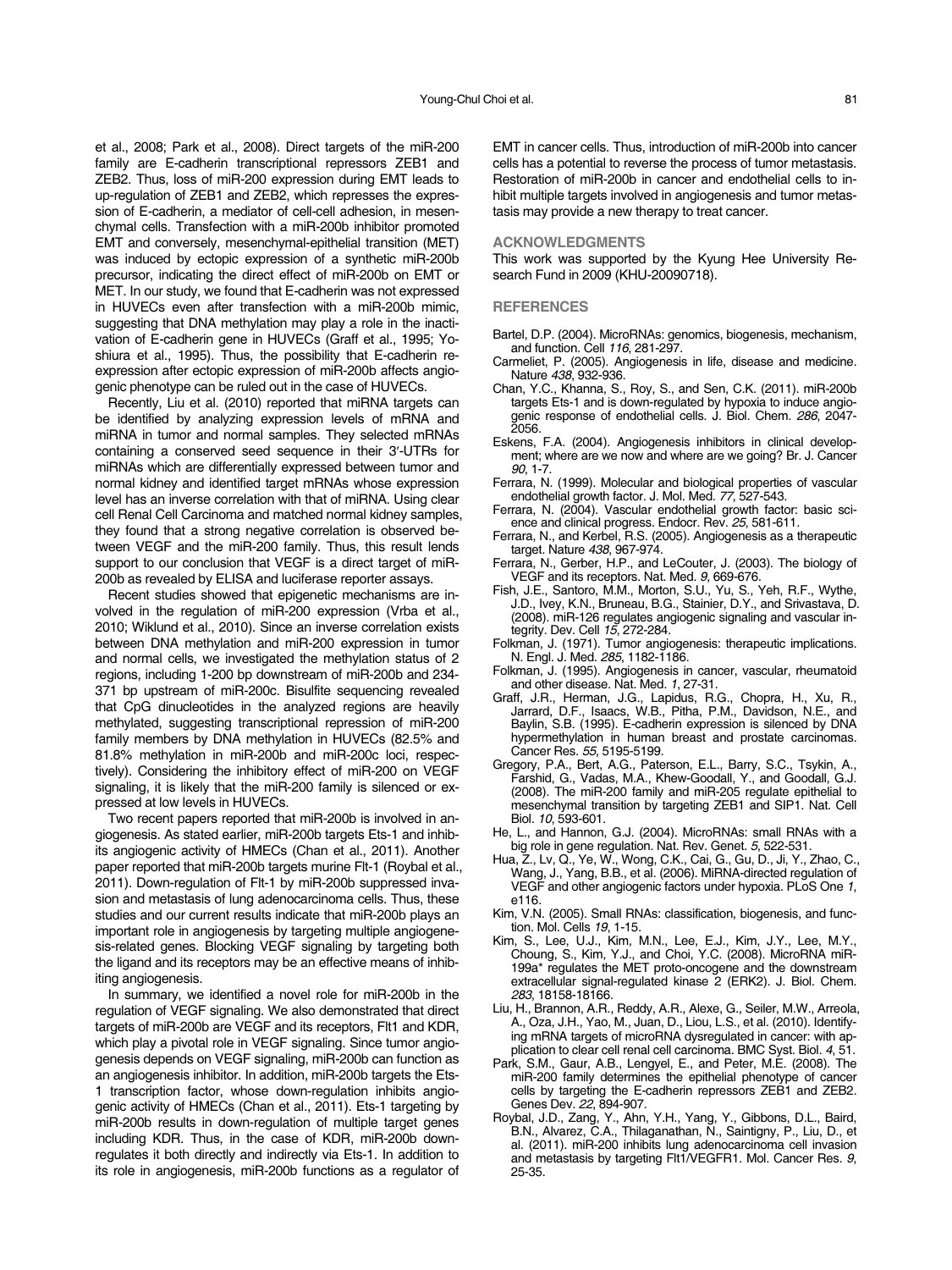et al., 2008; Park et al., 2008). Direct targets of the miR-200 family are E-cadherin transcriptional repressors ZEB1 and ZEB2. Thus, loss of miR-200 expression during EMT leads to up-regulation of ZEB1 and ZEB2, which represses the expression of E-cadherin, a mediator of cell-cell adhesion, in mesenchymal cells. Transfection with a miR-200b inhibitor promoted EMT and conversely, mesenchymal-epithelial transition (MET) was induced by ectopic expression of a synthetic miR-200b precursor, indicating the direct effect of miR-200b on EMT or MET. In our study, we found that E-cadherin was not expressed in HUVECs even after transfection with a miR-200b mimic, suggesting that DNA methylation may play a role in the inactivation of E-cadherin gene in HUVECs (Graff et al., 1995; Yoshiura et al., 1995). Thus, the possibility that E-cadherin re-expression after ectopic expression of miR-200b affects angiogenic phenotype can be ruled out in the case of HUVECs.

Recently, Liu et al. (2010) reported that miRNA targets can be identified by analyzing expression levels of mRNA and miRNA in tumor and normal samples. They selected mRNAs containing a conserved seed sequence in their 3′-UTRs for miRNAs which are differentially expressed between tumor and normal kidney and identified target mRNAs whose expression level has an inverse correlation with that of miRNA. Using clear cell Renal Cell Carcinoma and matched normal kidney samples, they found that a strong negative correlation is observed between VEGF and the miR-200 family. Thus, this result lends support to our conclusion that VEGF is a direct target of miR-200b as revealed by ELISA and luciferase reporter assays.

Recent studies showed that epigenetic mechanisms are involved in the regulation of miR-200 expression (Vrba et al., 2010; Wiklund et al., 2010). Since an inverse correlation exists between DNA methylation and miR-200 expression in tumor and normal cells, we investigated the methylation status of 2 regions, including 1-200 bp downstream of miR-200b and 234-371 bp upstream of miR-200c. Bisulfite sequencing revealed that CpG dinucleotides in the analyzed regions are heavily methylated, suggesting transcriptional repression of miR-200 family members by DNA methylation in HUVECs (82.5% and 81.8% methylation in miR-200b and miR-200c loci, respectively). Considering the inhibitory effect of miR-200 on VEGF signaling, it is likely that the miR-200 family is silenced or expressed at low levels in HUVECs.

Two recent papers reported that miR-200b is involved in angiogenesis. As stated earlier, miR-200b targets Ets-1 and inhibits angiogenic activity of HMECs (Chan et al., 2011). Another paper reported that miR-200b targets murine Flt-1 (Roybal et al., 2011). Down-regulation of Flt-1 by miR-200b suppressed invasion and metastasis of lung adenocarcinoma cells. Thus, these studies and our current results indicate that miR-200b plays an important role in angiogenesis by targeting multiple angiogenesis-related genes. Blocking VEGF signaling by targeting both the ligand and its receptors may be an effective means of inhibiting angiogenesis.

In summary, we identified a novel role for miR-200b in the regulation of VEGF signaling. We also demonstrated that direct targets of miR-200b are VEGF and its receptors, Flt1 and KDR, which play a pivotal role in VEGF signaling. Since tumor angiogenesis depends on VEGF signaling, miR-200b can function as an angiogenesis inhibitor. In addition, miR-200b targets the Ets-1 transcription factor, whose down-regulation inhibits angiogenic activity of HMECs (Chan et al., 2011). Ets-1 targeting by miR-200b results in down-regulation of multiple target genes including KDR. Thus, in the case of KDR, miR-200b down-regulates it both directly and indirectly via Ets-1. In addition to its role in angiogenesis, miR-200b functions as a regulator of EMT in cancer cells. Thus, introduction of miR-200b into cancer cells has a potential to reverse the process of tumor metastasis. Restoration of miR-200b in cancer and endothelial cells to inhibit multiple targets involved in angiogenesis and tumor metastasis may provide a new therapy to treat cancer.

## ACKNOWLEDGMENTS

This work was supported by the Kyung Hee University Research Fund in 2009 (KHU-20090718).

## REFERENCES

Bartel, D.P. (2004). MicroRNAs: genomics, biogenesis, mechanism, and function. Cell *116*, 281-297.

Carmeliet, P. (2005). Angiogenesis in life, disease and medicine. Nature *438*, 932-936.

Chan, Y.C., Khanna, S., Roy, S., and Sen, C.K. (2011). miR-200b targets Ets-1 and is down-regulated by hypoxia to induce angiogenic response of endothelial cells. J. Biol. Chem. *286*, 2047-2056.

Eskens, F.A. (2004). Angiogenesis inhibitors in clinical development; where are we now and where are we going? Br. J. Cancer *90*, 1-7.

Ferrara, N. (1999). Molecular and biological properties of vascular endothelial growth factor. J. Mol. Med. *77*, 527-543.

Ferrara, N. (2004). Vascular endothelial growth factor: basic science and clinical progress. Endocr. Rev. *25*, 581-611.

Ferrara, N., and Kerbel, R.S. (2005). Angiogenesis as a therapeutic target. Nature *438*, 967-974.

Ferrara, N., Gerber, H.P., and LeCouter, J. (2003). The biology of VEGF and its receptors. Nat. Med. *9*, 669-676.

Fish, J.E., Santoro, M.M., Morton, S.U., Yu, S., Yeh, R.F., Wythe, J.D., Ivey, K.N., Bruneau, B.G., Stainier, D.Y., and Srivastava, D. (2008). miR-126 regulates angiogenic signaling and vascular integrity. Dev. Cell *15*, 272-284.

Folkman, J. (1971). Tumor angiogenesis: therapeutic implications. N. Engl. J. Med. *285*, 1182-1186.

Folkman, J. (1995). Angiogenesis in cancer, vascular, rheumatoid and other disease. Nat. Med. *1*, 27-31.

Graff, J.R., Herman, J.G., Lapidus, R.G., Chopra, H., Xu, R., Jarrard, D.F., Isaacs, W.B., Pitha, P.M., Davidson, N.E., and Baylin, S.B. (1995). E-cadherin expression is silenced by DNA hypermethylation in human breast and prostate carcinomas. Cancer Res. *55*, 5195-5199.

Gregory, P.A., Bert, A.G., Paterson, E.L., Barry, S.C., Tsykin, A., Farshid, G., Vadas, M.A., Khew-Goodall, Y., and Goodall, G.J. (2008). The miR-200 family and miR-205 regulate epithelial to mesenchymal transition by targeting ZEB1 and SIP1. Nat. Cell Biol. *10*, 593-601.

He, L., and Hannon, G.J. (2004). MicroRNAs: small RNAs with a big role in gene regulation. Nat. Rev. Genet. *5*, 522-531.

Hua, Z., Lv, Q., Ye, W., Wong, C.K., Cai, G., Gu, D., Ji, Y., Zhao, C., Wang, J., Yang, B.B., et al. (2006). MiRNA-directed regulation of VEGF and other angiogenic factors under hypoxia. PLoS One *1*, e116.

Kim, V.N. (2005). Small RNAs: classification, biogenesis, and function. Mol. Cells *19*, 1-15.

Kim, S., Lee, U.J., Kim, M.N., Lee, E.J., Kim, J.Y., Lee, M.Y., Choung, S., Kim, Y.J., and Choi, Y.C. (2008). MicroRNA miR-199a* regulates the MET proto-oncogene and the downstream extracellular signal-regulated kinase 2 (ERK2). J. Biol. Chem. *283*, 18158-18166.

Liu, H., Brannon, A.R., Reddy, A.R., Alexe, G., Seiler, M.W., Arreola, A., Oza, J.H., Yao, M., Juan, D., Liou, L.S., et al. (2010). Identifying mRNA targets of microRNA dysregulated in cancer: with application to clear cell renal cell carcinoma. BMC Syst. Biol. *4*, 51.

Park, S.M., Gaur, A.B., Lengyel, E., and Peter, M.E. (2008). The miR-200 family determines the epithelial phenotype of cancer cells by targeting the E-cadherin repressors ZEB1 and ZEB2. Genes Dev. *22*, 894-907.

Roybal, J.D., Zang, Y., Ahn, Y.H., Yang, Y., Gibbons, D.L., Baird, B.N., Alvarez, C.A., Thilaganathan, N., Saintigny, P., Liu, D., et al. (2011). miR-200 inhibits lung adenocarcinoma cell invasion and metastasis by targeting Flt1/VEGFR1. Mol. Cancer Res. *9*, 25-35.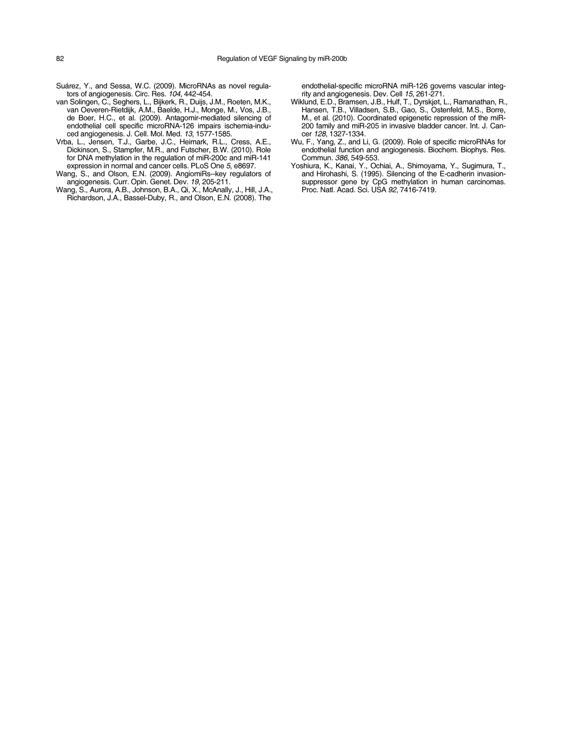Suárez, Y., and Sessa, W.C. (2009). MicroRNAs as novel regulators of angiogenesis. Circ. Res. *104*, 442-454.

van Solingen, C., Seghers, L., Bijkerk, R., Duijs, J.M., Roeten, M.K., van Oeveren-Rietdijk, A.M., Baelde, H.J., Monge, M., Vos, J.B., de Boer, H.C., et al. (2009). Antagomir-mediated silencing of endothelial cell specific microRNA-126 impairs ischemia-induced angiogenesis. J. Cell. Mol. Med. *13*, 1577-1585.

Vrba, L., Jensen, T.J., Garbe, J.C., Heimark, R.L., Cress, A.E., Dickinson, S., Stampfer, M.R., and Futscher, B.W. (2010). Role for DNA methylation in the regulation of miR-200c and miR-141 expression in normal and cancer cells. PLoS One *5*, e8697.

Wang, S., and Olson, E.N. (2009). AngiomiRs--key regulators of angiogenesis. Curr. Opin. Genet. Dev. *19*, 205-211.

Wang, S., Aurora, A.B., Johnson, B.A., Qi, X., McAnally, J., Hill, J.A., Richardson, J.A., Bassel-Duby, R., and Olson, E.N. (2008). The endothelial-specific microRNA miR-126 governs vascular integrity and angiogenesis. Dev. Cell *15*, 261-271.

Wiklund, E.D., Bramsen, J.B., Hulf, T., Dyrskjøt, L., Ramanathan, R., Hansen, T.B., Villadsen, S.B., Gao, S., Ostenfeld, M.S., Borre, M., et al. (2010). Coordinated epigenetic repression of the miR-200 family and miR-205 in invasive bladder cancer. Int. J. Cancer *128*, 1327-1334.

Wu, F., Yang, Z., and Li, G. (2009). Role of specific microRNAs for endothelial function and angiogenesis. Biochem. Biophys. Res. Commun. *386*, 549-553.

Yoshiura, K., Kanai, Y., Ochiai, A., Shimoyama, Y., Sugimura, T., and Hirohashi, S. (1995). Silencing of the E-cadherin invasion-suppressor gene by CpG methylation in human carcinomas. Proc. Natl. Acad. Sci. USA *92*, 7416-7419.